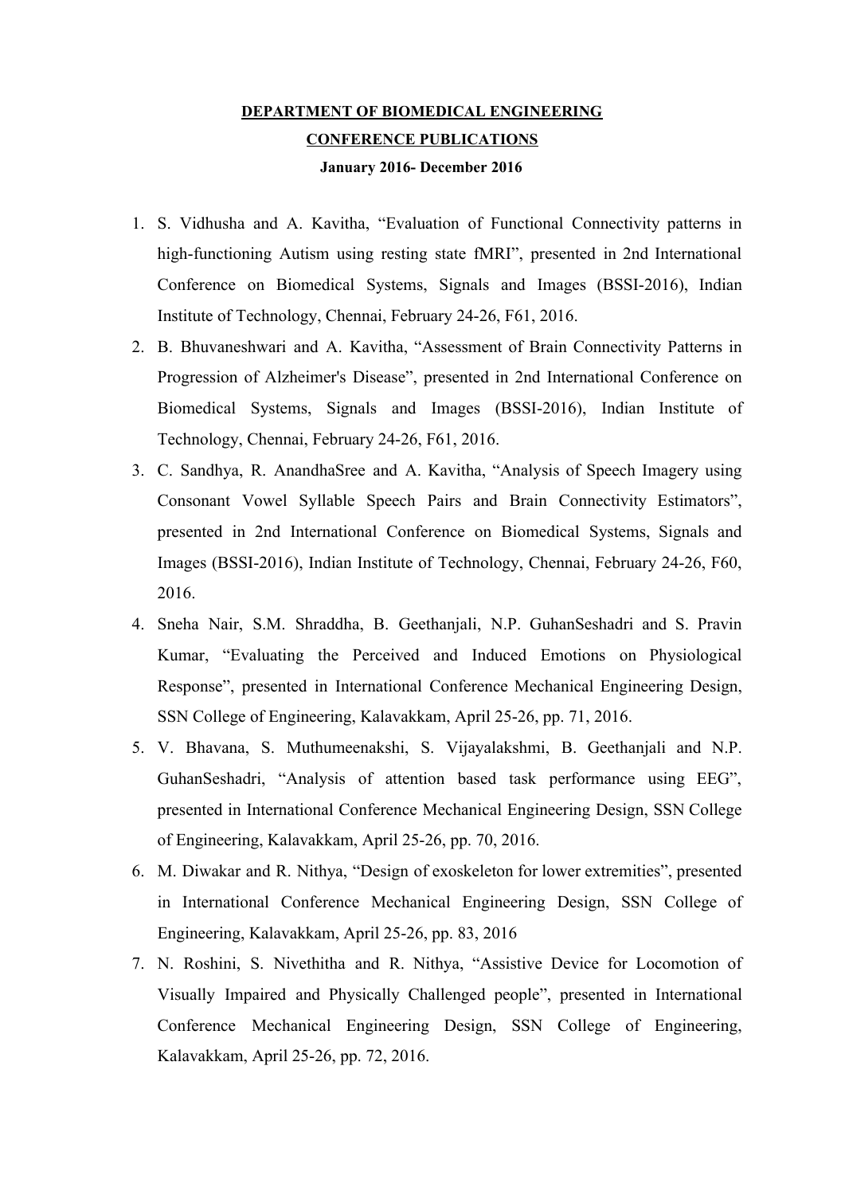**DEPARTMENT OF BIOMEDICAL ENGINEERING**

**CONFERENCE PUBLICATIONS**

**January 2016- December 2016**

1. S. Vidhusha and A. Kavitha, "Evaluation of Functional Connectivity patterns in high-functioning Autism using resting state fMRI", presented in 2nd International Conference on Biomedical Systems, Signals and Images (BSSI-2016), Indian Institute of Technology, Chennai, February 24-26, F61, 2016.
2. B. Bhuvaneshwari and A. Kavitha, "Assessment of Brain Connectivity Patterns in Progression of Alzheimer's Disease", presented in 2nd International Conference on Biomedical Systems, Signals and Images (BSSI-2016), Indian Institute of Technology, Chennai, February 24-26, F61, 2016.
3. C. Sandhya, R. AnandhaSree and A. Kavitha, "Analysis of Speech Imagery using Consonant Vowel Syllable Speech Pairs and Brain Connectivity Estimators", presented in 2nd International Conference on Biomedical Systems, Signals and Images (BSSI-2016), Indian Institute of Technology, Chennai, February 24-26, F60, 2016.
4. Sneha Nair, S.M. Shraddha, B. Geethanjali, N.P. GuhanSeshadri and S. Pravin Kumar, "Evaluating the Perceived and Induced Emotions on Physiological Response", presented in International Conference Mechanical Engineering Design, SSN College of Engineering, Kalavakkam, April 25-26, pp. 71, 2016.
5. V. Bhavana, S. Muthumeenakshi, S. Vijayalakshmi, B. Geethanjali and N.P. GuhanSeshadri, "Analysis of attention based task performance using EEG", presented in International Conference Mechanical Engineering Design, SSN College of Engineering, Kalavakkam, April 25-26, pp. 70, 2016.
6. M. Diwakar and R. Nithya, "Design of exoskeleton for lower extremities", presented in International Conference Mechanical Engineering Design, SSN College of Engineering, Kalavakkam, April 25-26, pp. 83, 2016
7. N. Roshini, S. Nivethitha and R. Nithya, "Assistive Device for Locomotion of Visually Impaired and Physically Challenged people", presented in International Conference Mechanical Engineering Design, SSN College of Engineering, Kalavakkam, April 25-26, pp. 72, 2016.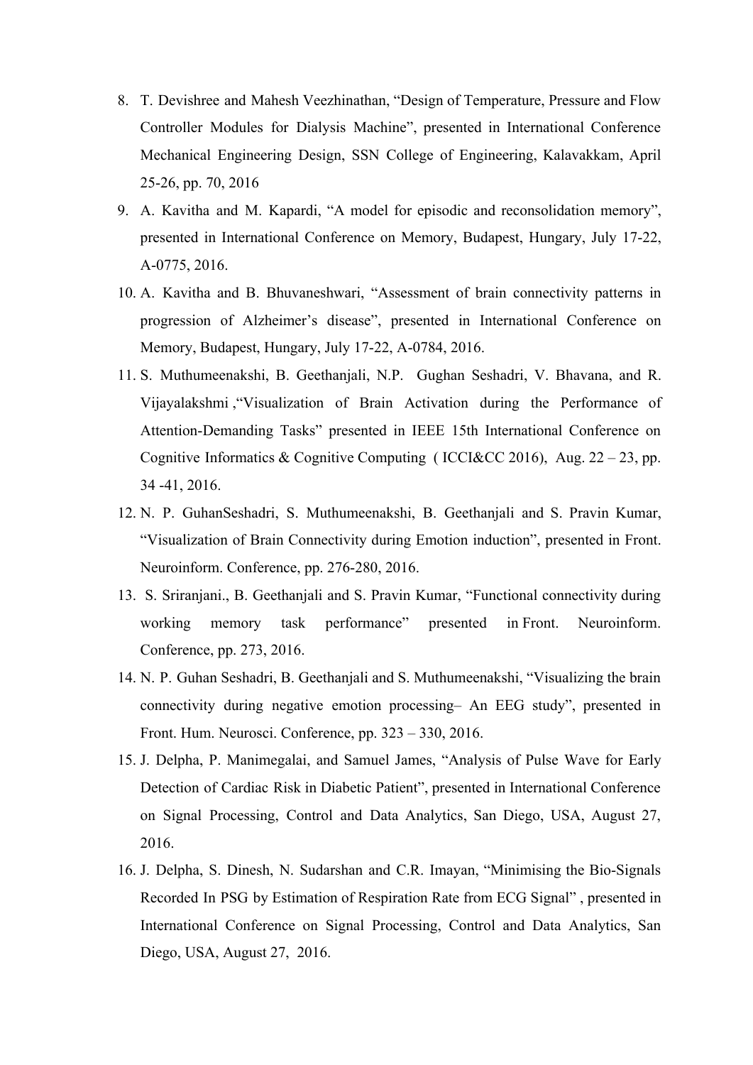8. T. Devishree and Mahesh Veezhinathan, "Design of Temperature, Pressure and Flow Controller Modules for Dialysis Machine", presented in International Conference Mechanical Engineering Design, SSN College of Engineering, Kalavakkam, April 25-26, pp. 70, 2016
9. A. Kavitha and M. Kapardi, "A model for episodic and reconsolidation memory", presented in International Conference on Memory, Budapest, Hungary, July 17-22, A-0775, 2016.
10. A. Kavitha and B. Bhuvaneshwari, "Assessment of brain connectivity patterns in progression of Alzheimer's disease", presented in International Conference on Memory, Budapest, Hungary, July 17-22, A-0784, 2016.
11. S. Muthumeenakshi, B. Geethanjali, N.P. Gughan Seshadri, V. Bhavana, and R. Vijayalakshmi ,"Visualization of Brain Activation during the Performance of Attention-Demanding Tasks" presented in IEEE 15th International Conference on Cognitive Informatics & Cognitive Computing ( ICCI&CC 2016), Aug. 22 – 23, pp. 34 -41, 2016.
12. N. P. GuhanSeshadri, S. Muthumeenakshi, B. Geethanjali and S. Pravin Kumar, "Visualization of Brain Connectivity during Emotion induction", presented in Front. Neuroinform. Conference, pp. 276-280, 2016.
13. S. Sriranjani., B. Geethanjali and S. Pravin Kumar, "Functional connectivity during working memory task performance" presented in Front. Neuroinform. Conference, pp. 273, 2016.
14. N. P. Guhan Seshadri, B. Geethanjali and S. Muthumeenakshi, "Visualizing the brain connectivity during negative emotion processing– An EEG study", presented in Front. Hum. Neurosci. Conference, pp. 323 – 330, 2016.
15. J. Delpha, P. Manimegalai, and Samuel James, "Analysis of Pulse Wave for Early Detection of Cardiac Risk in Diabetic Patient", presented in International Conference on Signal Processing, Control and Data Analytics, San Diego, USA, August 27, 2016.
16. J. Delpha, S. Dinesh, N. Sudarshan and C.R. Imayan, "Minimising the Bio-Signals Recorded In PSG by Estimation of Respiration Rate from ECG Signal" , presented in International Conference on Signal Processing, Control and Data Analytics, San Diego, USA, August 27, 2016.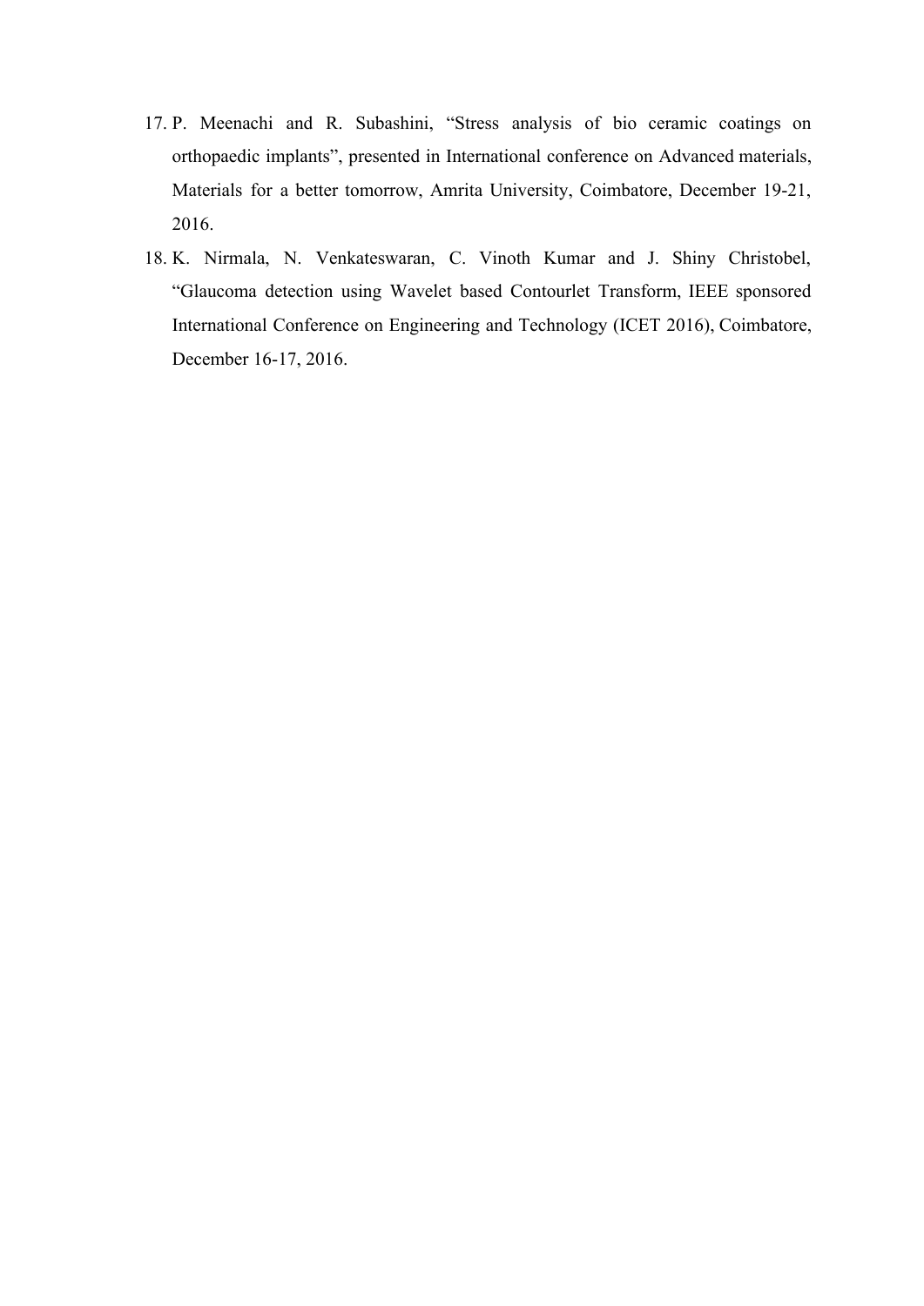17. P. Meenachi and R. Subashini, “Stress analysis of bio ceramic coatings on orthopaedic implants”, presented in International conference on Advanced materials, Materials for a better tomorrow, Amrita University, Coimbatore, December 19-21, 2016.
18. K. Nirmala, N. Venkateswaran, C. Vinoth Kumar and J. Shiny Christobel, “Glaucoma detection using Wavelet based Contourlet Transform, IEEE sponsored International Conference on Engineering and Technology (ICET 2016), Coimbatore, December 16-17, 2016.